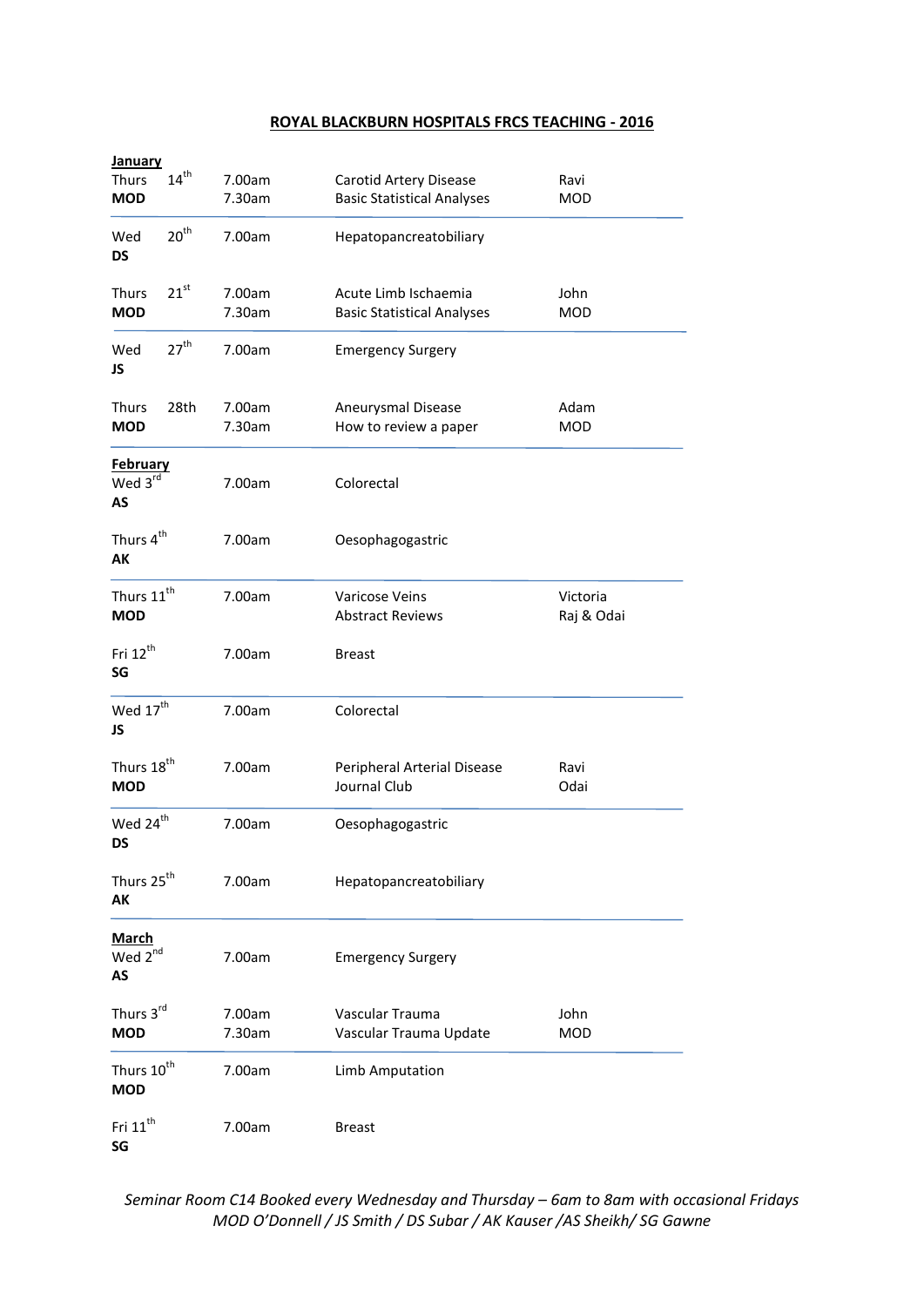# ROYAL BLACKBURN HOSPITALS FRCS TEACHING - 2016

| Date | Time | Topic | Speaker |
|---|---|---|---|
| **January** | | | |
| Thurs 14th **MOD** | 7.00am<br>7.30am | Carotid Artery Disease<br>Basic Statistical Analyses | Ravi<br>MOD |
| Wed 20th **DS** | 7.00am | Hepatopancreatobiliary | |
| Thurs 21st **MOD** | 7.00am<br>7.30am | Acute Limb Ischaemia<br>Basic Statistical Analyses | John<br>MOD |
| Wed 27th **JS** | 7.00am | Emergency Surgery | |
| Thurs 28th **MOD** | 7.00am<br>7.30am | Aneurysmal Disease<br>How to review a paper | Adam<br>MOD |
| **February** | | | |
| Wed 3rd **AS** | 7.00am | Colorectal | |
| Thurs 4th **AK** | 7.00am | Oesophagogastric | |
| Thurs 11th **MOD** | 7.00am | Varicose Veins<br>Abstract Reviews | Victoria<br>Raj & Odai |
| Fri 12th **SG** | 7.00am | Breast | |
| Wed 17th **JS** | 7.00am | Colorectal | |
| Thurs 18th **MOD** | 7.00am | Peripheral Arterial Disease<br>Journal Club | Ravi<br>Odai |
| Wed 24th **DS** | 7.00am | Oesophagogastric | |
| Thurs 25th **AK** | 7.00am | Hepatopancreatobiliary | |
| **March** | | | |
| Wed 2nd **AS** | 7.00am | Emergency Surgery | |
| Thurs 3rd **MOD** | 7.00am<br>7.30am | Vascular Trauma<br>Vascular Trauma Update | John<br>MOD |
| Thurs 10th **MOD** | 7.00am | Limb Amputation | |
| Fri 11th **SG** | 7.00am | Breast | |

*Seminar Room C14 Booked every Wednesday and Thursday – 6am to 8am with occasional Fridays*
*MOD O'Donnell / JS Smith / DS Subar / AK Kauser /AS Sheikh/ SG Gawne*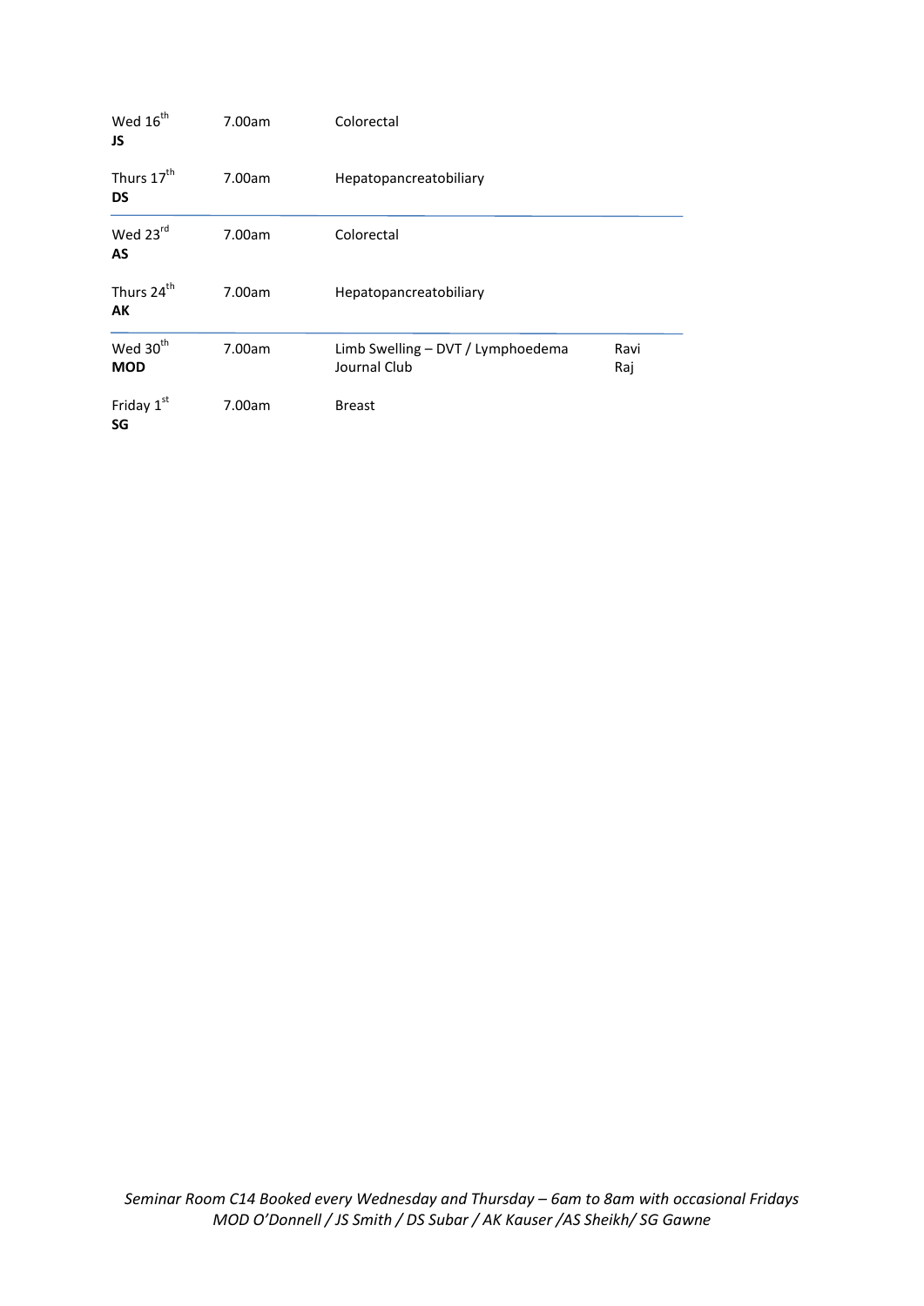| | | | |
|---|---|---|---|
| Wed 16th **JS** | 7.00am | Colorectal | |
| Thurs 17th **DS** | 7.00am | Hepatopancreatobiliary | |
| Wed 23rd **AS** | 7.00am | Colorectal | |
| Thurs 24th **AK** | 7.00am | Hepatopancreatobiliary | |
| Wed 30th **MOD** | 7.00am | Limb Swelling – DVT / Lymphoedema<br>Journal Club | Ravi<br>Raj |
| Friday 1st **SG** | 7.00am | Breast | |

*Seminar Room C14 Booked every Wednesday and Thursday – 6am to 8am with occasional Fridays*
*MOD O'Donnell / JS Smith / DS Subar / AK Kauser /AS Sheikh/ SG Gawne*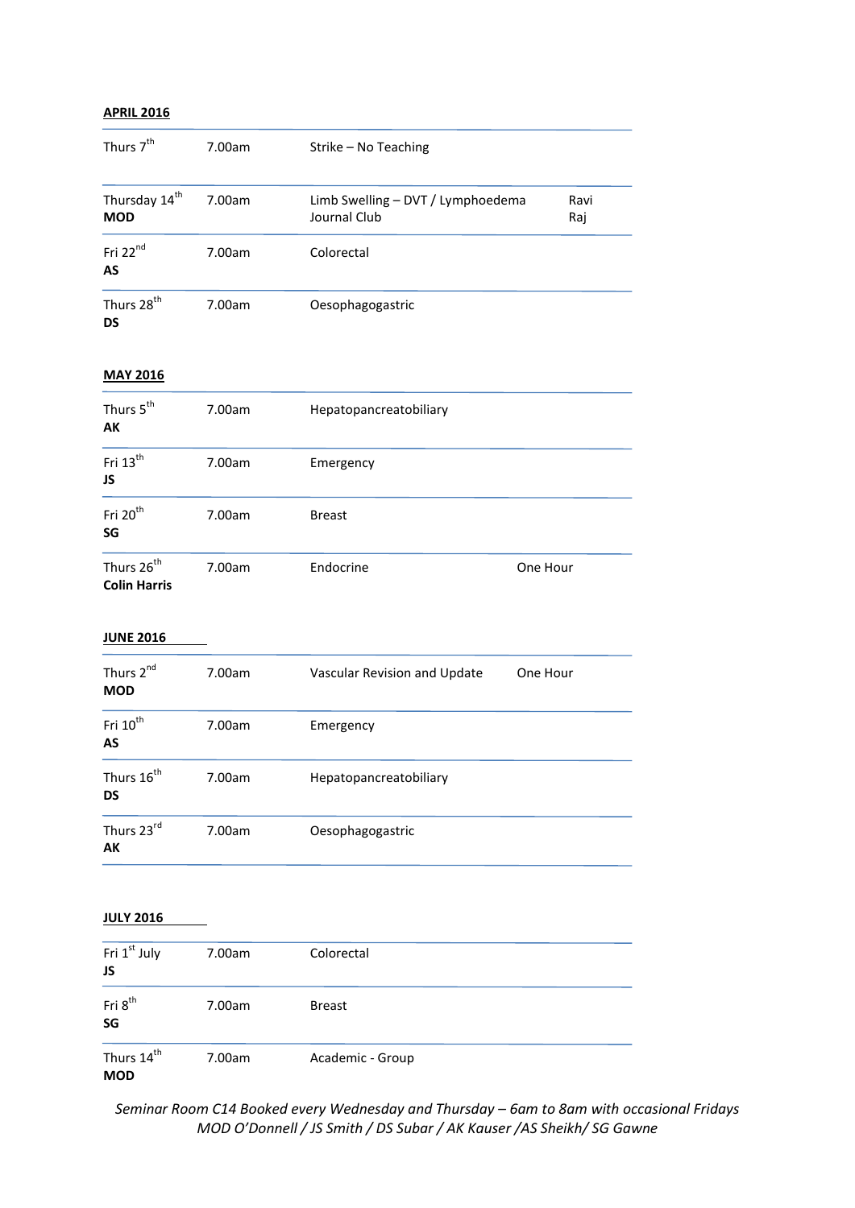**APRIL 2016**

| | | | |
|---|---|---|---|
| Thurs 7th | 7.00am | Strike – No Teaching | |
| Thursday 14th **MOD** | 7.00am | Limb Swelling – DVT / Lymphoedema Journal Club | Ravi Raj |
| Fri 22nd **AS** | 7.00am | Colorectal | |
| Thurs 28th **DS** | 7.00am | Oesophagogastric | |

**MAY 2016**

| | | | |
|---|---|---|---|
| Thurs 5th **AK** | 7.00am | Hepatopancreatobiliary | |
| Fri 13th **JS** | 7.00am | Emergency | |
| Fri 20th **SG** | 7.00am | Breast | |
| Thurs 26th **Colin Harris** | 7.00am | Endocrine | One Hour |

**JUNE 2016**

| | | | |
|---|---|---|---|
| Thurs 2nd **MOD** | 7.00am | Vascular Revision and Update | One Hour |
| Fri 10th **AS** | 7.00am | Emergency | |
| Thurs 16th **DS** | 7.00am | Hepatopancreatobiliary | |
| Thurs 23rd **AK** | 7.00am | Oesophagogastric | |

**JULY 2016**

| | | | |
|---|---|---|---|
| Fri 1st July **JS** | 7.00am | Colorectal | |
| Fri 8th **SG** | 7.00am | Breast | |
| Thurs 14th **MOD** | 7.00am | Academic - Group | |

*Seminar Room C14 Booked every Wednesday and Thursday – 6am to 8am with occasional Fridays*
*MOD O'Donnell / JS Smith / DS Subar / AK Kauser /AS Sheikh/ SG Gawne*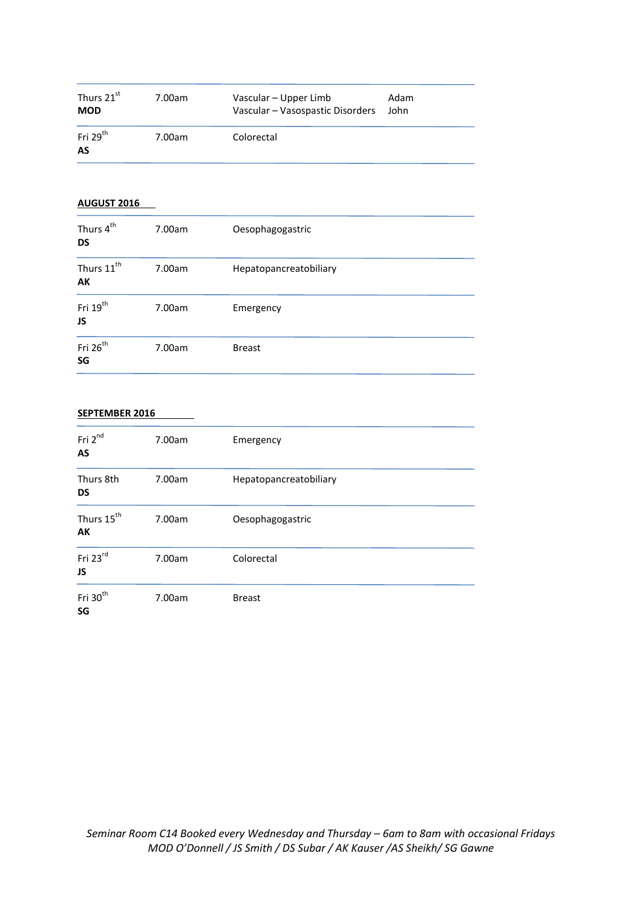| | | | |
|---|---|---|---|
| Thurs 21st **MOD** | 7.00am | Vascular – Upper Limb<br>Vascular – Vasospastic Disorders | Adam<br>John |
| Fri 29th **AS** | 7.00am | Colorectal | |

**AUGUST 2016**

| | | |
|---|---|---|
| Thurs 4th **DS** | 7.00am | Oesophagogastric |
| Thurs 11th **AK** | 7.00am | Hepatopancreatobiliary |
| Fri 19th **JS** | 7.00am | Emergency |
| Fri 26th **SG** | 7.00am | Breast |

**SEPTEMBER 2016**

| | | |
|---|---|---|
| Fri 2nd **AS** | 7.00am | Emergency |
| Thurs 8th **DS** | 7.00am | Hepatopancreatobiliary |
| Thurs 15th **AK** | 7.00am | Oesophagogastric |
| Fri 23rd **JS** | 7.00am | Colorectal |
| Fri 30th **SG** | 7.00am | Breast |

*Seminar Room C14 Booked every Wednesday and Thursday – 6am to 8am with occasional Fridays*
*MOD O'Donnell / JS Smith / DS Subar / AK Kauser /AS Sheikh/ SG Gawne*